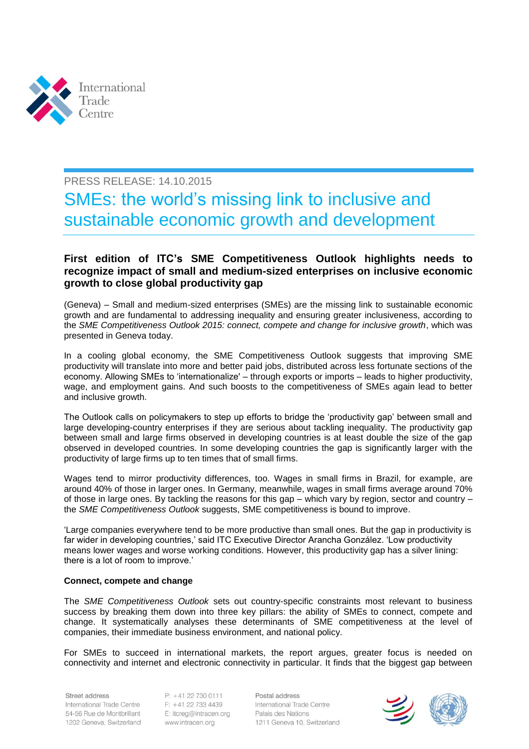PRESS RELEASE: 14.10.2015

# SMEs: the world's missing link to inclusive and sustainable economic growth and development

### First edition of ITC's SME Competitiveness Outlook highlights needs to recognize impact of small and medium-sized enterprises on inclusive economic growth to close global productivity gap

(Geneva) – Small and medium-sized enterprises (SMEs) are the missing link to sustainable economic growth and are fundamental to addressing inequality and ensuring greater inclusiveness, according to the *SME Competitiveness Outlook 2015: connect, compete and change for inclusive growth*, which was presented in Geneva today.

In a cooling global economy, the SME Competitiveness Outlook suggests that improving SME productivity will translate into more and better paid jobs, distributed across less fortunate sections of the economy. Allowing SMEs to 'internationalize' – through exports or imports – leads to higher productivity, wage, and employment gains. And such boosts to the competitiveness of SMEs again lead to better and inclusive growth.

The Outlook calls on policymakers to step up efforts to bridge the 'productivity gap' between small and large developing-country enterprises if they are serious about tackling inequality. The productivity gap between small and large firms observed in developing countries is at least double the size of the gap observed in developed countries. In some developing countries the gap is significantly larger with the productivity of large firms up to ten times that of small firms.

Wages tend to mirror productivity differences, too. Wages in small firms in Brazil, for example, are around 40% of those in larger ones. In Germany, meanwhile, wages in small firms average around 70% of those in large ones. By tackling the reasons for this gap – which vary by region, sector and country – the *SME Competitiveness Outlook* suggests, SME competitiveness is bound to improve.

'Large companies everywhere tend to be more productive than small ones. But the gap in productivity is far wider in developing countries,' said ITC Executive Director Arancha González. 'Low productivity means lower wages and worse working conditions. However, this productivity gap has a silver lining: there is a lot of room to improve.'

**Connect, compete and change**

The *SME Competitiveness Outlook* sets out country-specific constraints most relevant to business success by breaking them down into three key pillars: the ability of SMEs to connect, compete and change. It systematically analyses these determinants of SME competitiveness at the level of companies, their immediate business environment, and national policy.

For SMEs to succeed in international markets, the report argues, greater focus is needed on connectivity and internet and electronic connectivity in particular. It finds that the biggest gap between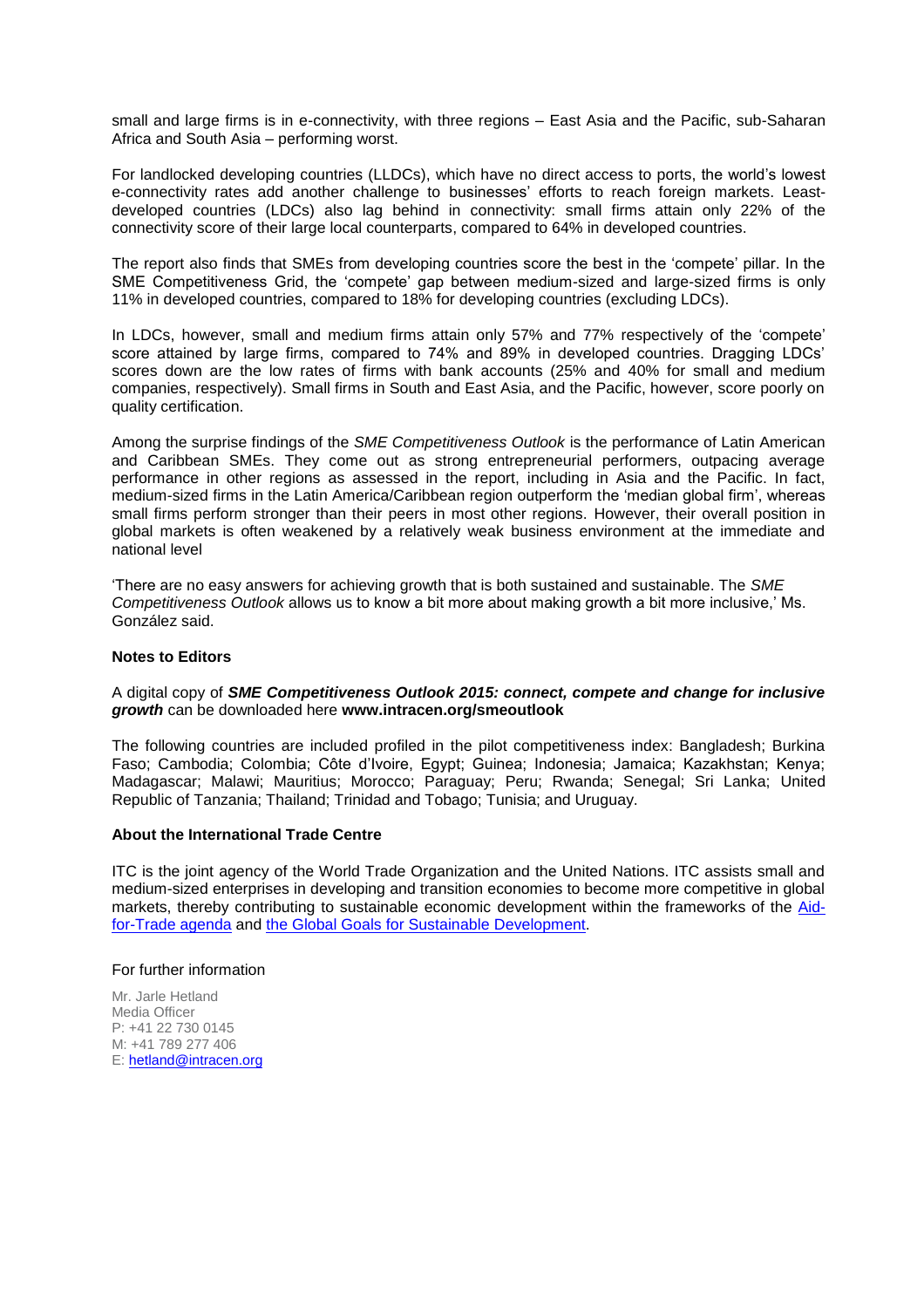small and large firms is in e-connectivity, with three regions – East Asia and the Pacific, sub-Saharan Africa and South Asia – performing worst.

For landlocked developing countries (LLDCs), which have no direct access to ports, the world's lowest e-connectivity rates add another challenge to businesses' efforts to reach foreign markets. Least-developed countries (LDCs) also lag behind in connectivity: small firms attain only 22% of the connectivity score of their large local counterparts, compared to 64% in developed countries.

The report also finds that SMEs from developing countries score the best in the 'compete' pillar. In the SME Competitiveness Grid, the 'compete' gap between medium-sized and large-sized firms is only 11% in developed countries, compared to 18% for developing countries (excluding LDCs).

In LDCs, however, small and medium firms attain only 57% and 77% respectively of the 'compete' score attained by large firms, compared to 74% and 89% in developed countries. Dragging LDCs' scores down are the low rates of firms with bank accounts (25% and 40% for small and medium companies, respectively). Small firms in South and East Asia, and the Pacific, however, score poorly on quality certification.

Among the surprise findings of the *SME Competitiveness Outlook* is the performance of Latin American and Caribbean SMEs. They come out as strong entrepreneurial performers, outpacing average performance in other regions as assessed in the report, including in Asia and the Pacific. In fact, medium-sized firms in the Latin America/Caribbean region outperform the 'median global firm', whereas small firms perform stronger than their peers in most other regions. However, their overall position in global markets is often weakened by a relatively weak business environment at the immediate and national level

'There are no easy answers for achieving growth that is both sustained and sustainable. The *SME Competitiveness Outlook* allows us to know a bit more about making growth a bit more inclusive,' Ms. González said.

**Notes to Editors**

A digital copy of ***SME Competitiveness Outlook 2015: connect, compete and change for inclusive growth*** can be downloaded here **www.intracen.org/smeoutlook**

The following countries are included profiled in the pilot competitiveness index: Bangladesh; Burkina Faso; Cambodia; Colombia; Côte d'Ivoire, Egypt; Guinea; Indonesia; Jamaica; Kazakhstan; Kenya; Madagascar; Malawi; Mauritius; Morocco; Paraguay; Peru; Rwanda; Senegal; Sri Lanka; United Republic of Tanzania; Thailand; Trinidad and Tobago; Tunisia; and Uruguay.

**About the International Trade Centre**

ITC is the joint agency of the World Trade Organization and the United Nations. ITC assists small and medium-sized enterprises in developing and transition economies to become more competitive in global markets, thereby contributing to sustainable economic development within the frameworks of the Aid-for-Trade agenda and the Global Goals for Sustainable Development.

For further information

Mr. Jarle Hetland
Media Officer
P: +41 22 730 0145
M: +41 789 277 406
E: hetland@intracen.org